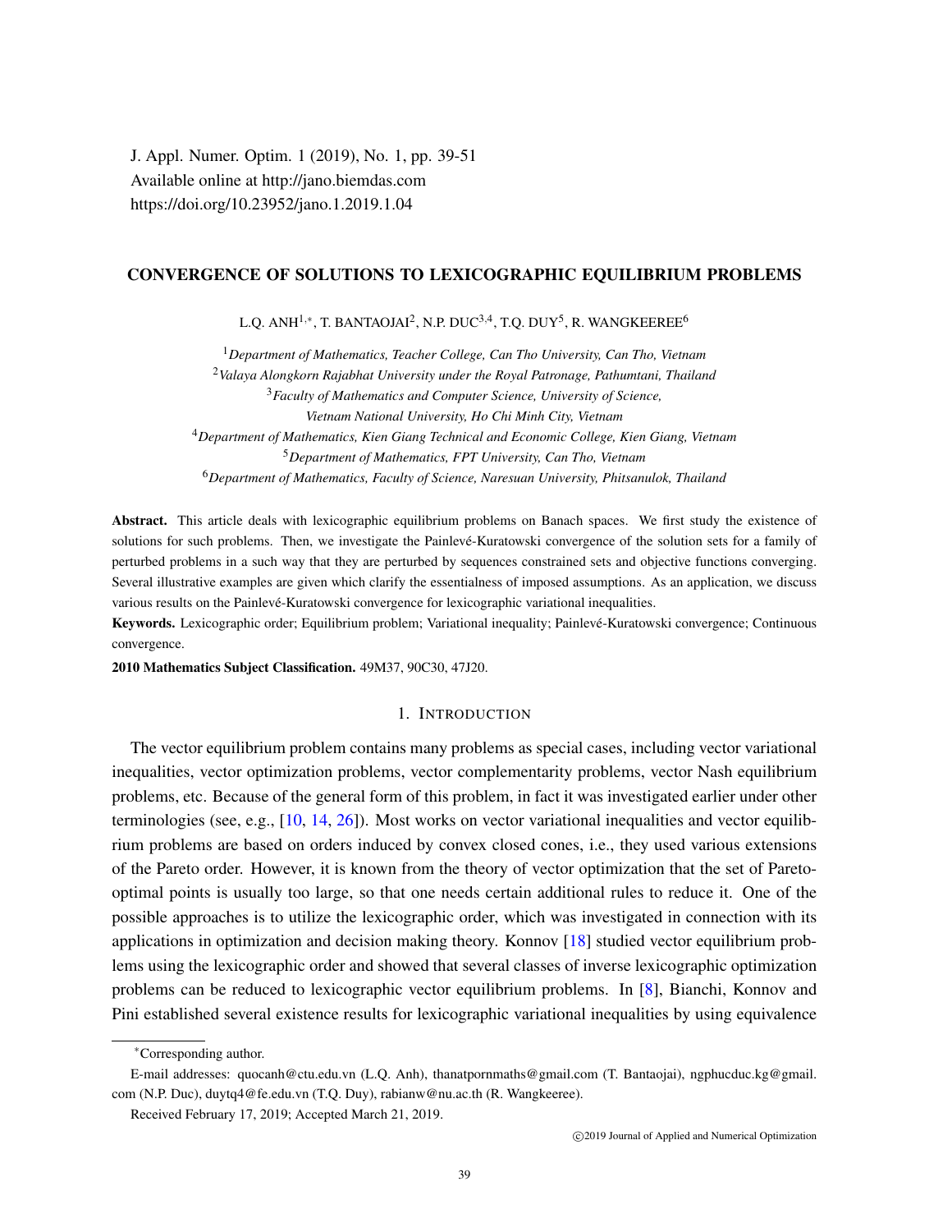J. Appl. Numer. Optim. 1 (2019), No. 1, pp. 39-51
Available online at http://jano.biemdas.com
https://doi.org/10.23952/jano.2019.1.04

# CONVERGENCE OF SOLUTIONS TO LEXICOGRAPHIC EQUILIBRIUM PROBLEMS

L.Q. ANH[1,*], T. BANTAOJAI[2], N.P. DUC[3,4], T.Q. DUY[5], R. WANGKEEREE[6]

[1]*Department of Mathematics, Teacher College, Can Tho University, Can Tho, Vietnam*
[2]*Valaya Alongkorn Rajabhat University under the Royal Patronage, Pathumtani, Thailand*
[3]*Faculty of Mathematics and Computer Science, University of Science, Vietnam National University, Ho Chi Minh City, Vietnam*
[4]*Department of Mathematics, Kien Giang Technical and Economic College, Kien Giang, Vietnam*
[5]*Department of Mathematics, FPT University, Can Tho, Vietnam*
[6]*Department of Mathematics, Faculty of Science, Naresuan University, Phitsanulok, Thailand*

**Abstract.** This article deals with lexicographic equilibrium problems on Banach spaces. We first study the existence of solutions for such problems. Then, we investigate the Painlevé-Kuratowski convergence of the solution sets for a family of perturbed problems in a such way that they are perturbed by sequences constrained sets and objective functions converging. Several illustrative examples are given which clarify the essentialness of imposed assumptions. As an application, we discuss various results on the Painlevé-Kuratowski convergence for lexicographic variational inequalities.

**Keywords.** Lexicographic order; Equilibrium problem; Variational inequality; Painlevé-Kuratowski convergence; Continuous convergence.

**2010 Mathematics Subject Classification.** 49M37, 90C30, 47J20.

## 1. INTRODUCTION

The vector equilibrium problem contains many problems as special cases, including vector variational inequalities, vector optimization problems, vector complementarity problems, vector Nash equilibrium problems, etc. Because of the general form of this problem, in fact it was investigated earlier under other terminologies (see, e.g., [10, 14, 26]). Most works on vector variational inequalities and vector equilibrium problems are based on orders induced by convex closed cones, i.e., they used various extensions of the Pareto order. However, it is known from the theory of vector optimization that the set of Pareto-optimal points is usually too large, so that one needs certain additional rules to reduce it. One of the possible approaches is to utilize the lexicographic order, which was investigated in connection with its applications in optimization and decision making theory. Konnov [18] studied vector equilibrium problems using the lexicographic order and showed that several classes of inverse lexicographic optimization problems can be reduced to lexicographic vector equilibrium problems. In [8], Bianchi, Konnov and Pini established several existence results for lexicographic variational inequalities by using equivalence

---

*Corresponding author.

E-mail addresses: quocanh@ctu.edu.vn (L.Q. Anh), thanatpornmaths@gmail.com (T. Bantaojai), ngphucduc.kg@gmail.com (N.P. Duc), duytq4@fe.edu.vn (T.Q. Duy), rabianw@nu.ac.th (R. Wangkeeree).

Received February 17, 2019; Accepted March 21, 2019.

©2019 Journal of Applied and Numerical Optimization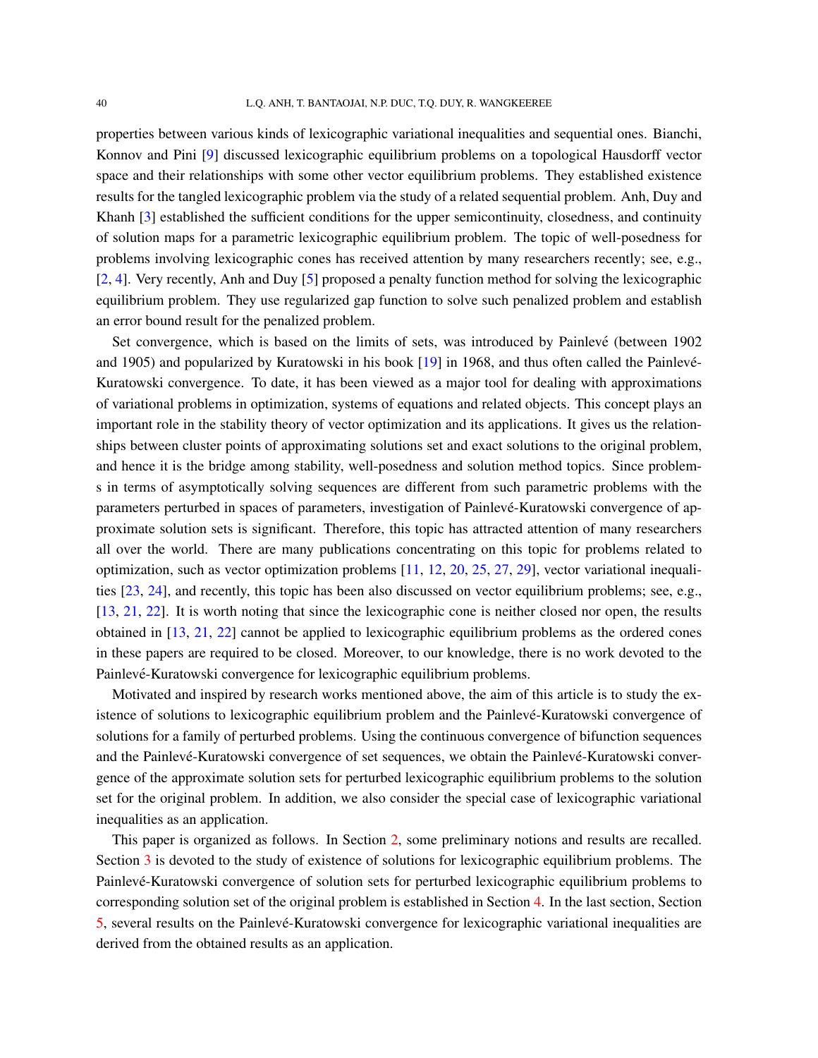properties between various kinds of lexicographic variational inequalities and sequential ones. Bianchi, Konnov and Pini [9] discussed lexicographic equilibrium problems on a topological Hausdorff vector space and their relationships with some other vector equilibrium problems. They established existence results for the tangled lexicographic problem via the study of a related sequential problem. Anh, Duy and Khanh [3] established the sufficient conditions for the upper semicontinuity, closedness, and continuity of solution maps for a parametric lexicographic equilibrium problem. The topic of well-posedness for problems involving lexicographic cones has received attention by many researchers recently; see, e.g., [2, 4]. Very recently, Anh and Duy [5] proposed a penalty function method for solving the lexicographic equilibrium problem. They use regularized gap function to solve such penalized problem and establish an error bound result for the penalized problem.

Set convergence, which is based on the limits of sets, was introduced by Painlevé (between 1902 and 1905) and popularized by Kuratowski in his book [19] in 1968, and thus often called the Painlevé-Kuratowski convergence. To date, it has been viewed as a major tool for dealing with approximations of variational problems in optimization, systems of equations and related objects. This concept plays an important role in the stability theory of vector optimization and its applications. It gives us the relationships between cluster points of approximating solutions set and exact solutions to the original problem, and hence it is the bridge among stability, well-posedness and solution method topics. Since problems in terms of asymptotically solving sequences are different from such parametric problems with the parameters perturbed in spaces of parameters, investigation of Painlevé-Kuratowski convergence of approximate solution sets is significant. Therefore, this topic has attracted attention of many researchers all over the world. There are many publications concentrating on this topic for problems related to optimization, such as vector optimization problems [11, 12, 20, 25, 27, 29], vector variational inequalities [23, 24], and recently, this topic has been also discussed on vector equilibrium problems; see, e.g., [13, 21, 22]. It is worth noting that since the lexicographic cone is neither closed nor open, the results obtained in [13, 21, 22] cannot be applied to lexicographic equilibrium problems as the ordered cones in these papers are required to be closed. Moreover, to our knowledge, there is no work devoted to the Painlevé-Kuratowski convergence for lexicographic equilibrium problems.

Motivated and inspired by research works mentioned above, the aim of this article is to study the existence of solutions to lexicographic equilibrium problem and the Painlevé-Kuratowski convergence of solutions for a family of perturbed problems. Using the continuous convergence of bifunction sequences and the Painlevé-Kuratowski convergence of set sequences, we obtain the Painlevé-Kuratowski convergence of the approximate solution sets for perturbed lexicographic equilibrium problems to the solution set for the original problem. In addition, we also consider the special case of lexicographic variational inequalities as an application.

This paper is organized as follows. In Section 2, some preliminary notions and results are recalled. Section 3 is devoted to the study of existence of solutions for lexicographic equilibrium problems. The Painlevé-Kuratowski convergence of solution sets for perturbed lexicographic equilibrium problems to corresponding solution set of the original problem is established in Section 4. In the last section, Section 5, several results on the Painlevé-Kuratowski convergence for lexicographic variational inequalities are derived from the obtained results as an application.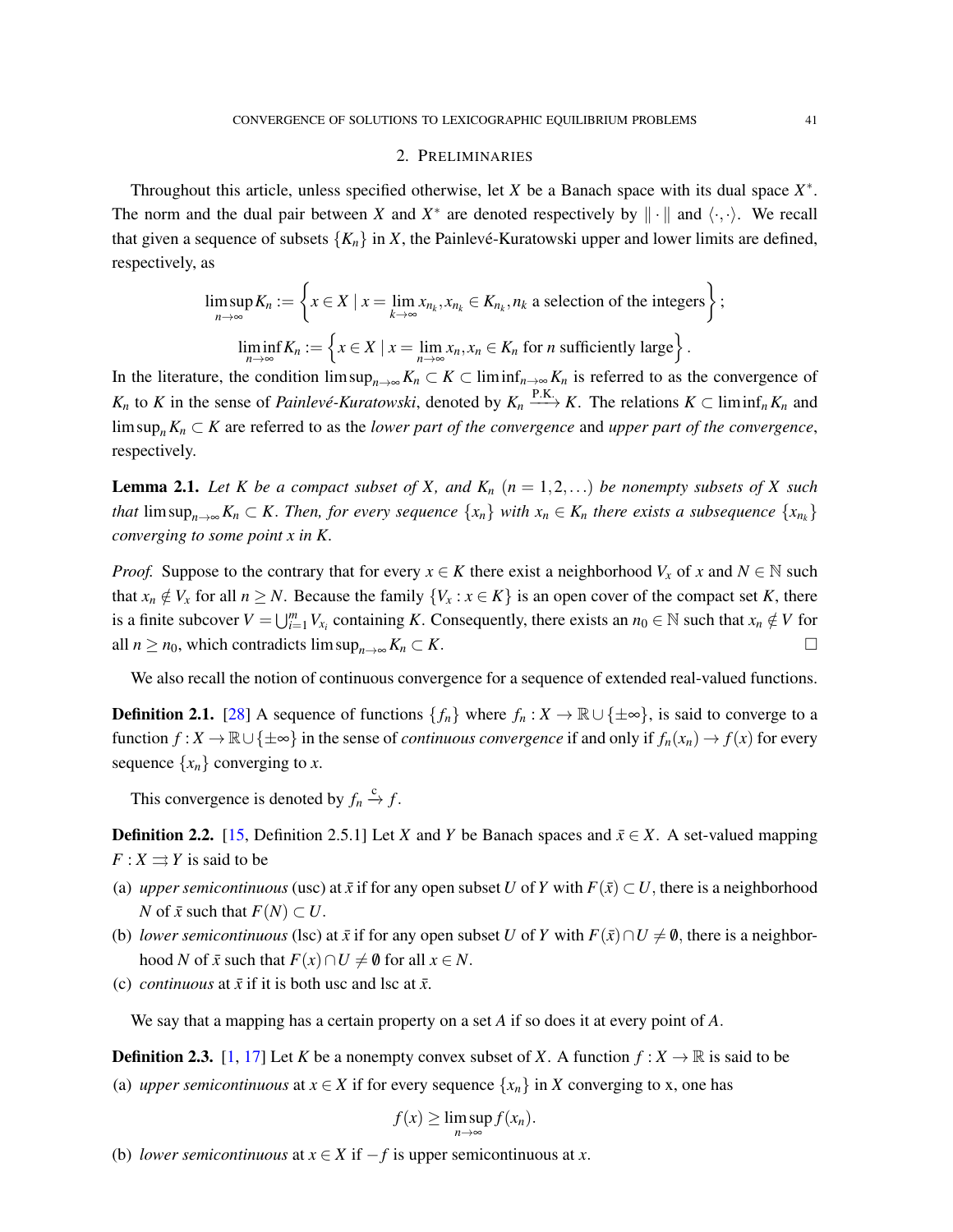## 2. Preliminaries

Throughout this article, unless specified otherwise, let $X$ be a Banach space with its dual space $X^*$. The norm and the dual pair between $X$ and $X^*$ are denoted respectively by $\|\cdot\|$ and $\langle \cdot, \cdot \rangle$. We recall that given a sequence of subsets $\{K_n\}$ in $X$, the Painlevé-Kuratowski upper and lower limits are defined, respectively, as

$$\limsup_{n\to\infty} K_n := \left\{ x \in X \mid x = \lim_{k\to\infty} x_{n_k}, x_{n_k} \in K_{n_k}, n_k \text{ a selection of the integers} \right\};$$

$$\liminf_{n\to\infty} K_n := \left\{ x \in X \mid x = \lim_{n\to\infty} x_n, x_n \in K_n \text{ for } n \text{ sufficiently large} \right\}.$$

In the literature, the condition $\limsup_{n\to\infty} K_n \subset K \subset \liminf_{n\to\infty} K_n$ is referred to as the convergence of $K_n$ to $K$ in the sense of *Painlevé-Kuratowski*, denoted by $K_n \xrightarrow{\text{P.K.}} K$. The relations $K \subset \liminf_n K_n$ and $\limsup_n K_n \subset K$ are referred to as the *lower part of the convergence* and *upper part of the convergence*, respectively.

**Lemma 2.1.** *Let $K$ be a compact subset of $X$, and $K_n$ $(n = 1, 2, \dots)$ be nonempty subsets of $X$ such that $\limsup_{n\to\infty} K_n \subset K$. Then, for every sequence $\{x_n\}$ with $x_n \in K_n$ there exists a subsequence $\{x_{n_k}\}$ converging to some point $x$ in $K$.*

*Proof.* Suppose to the contrary that for every $x \in K$ there exist a neighborhood $V_x$ of $x$ and $N \in \mathbb{N}$ such that $x_n \notin V_x$ for all $n \geq N$. Because the family $\{V_x : x \in K\}$ is an open cover of the compact set $K$, there is a finite subcover $V = \bigcup_{i=1}^{m} V_{x_i}$ containing $K$. Consequently, there exists an $n_0 \in \mathbb{N}$ such that $x_n \notin V$ for all $n \geq n_0$, which contradicts $\limsup_{n\to\infty} K_n \subset K$. □

We also recall the notion of continuous convergence for a sequence of extended real-valued functions.

**Definition 2.1.** [28] A sequence of functions $\{f_n\}$ where $f_n : X \to \mathbb{R} \cup \{\pm\infty\}$, is said to converge to a function $f : X \to \mathbb{R} \cup \{\pm\infty\}$ in the sense of *continuous convergence* if and only if $f_n(x_n) \to f(x)$ for every sequence $\{x_n\}$ converging to $x$.

This convergence is denoted by $f_n \xrightarrow{\text{c}} f$.

**Definition 2.2.** [15, Definition 2.5.1] Let $X$ and $Y$ be Banach spaces and $\bar{x} \in X$. A set-valued mapping $F : X \rightrightarrows Y$ is said to be

(a) *upper semicontinuous* (usc) at $\bar{x}$ if for any open subset $U$ of $Y$ with $F(\bar{x}) \subset U$, there is a neighborhood $N$ of $\bar{x}$ such that $F(N) \subset U$.

(b) *lower semicontinuous* (lsc) at $\bar{x}$ if for any open subset $U$ of $Y$ with $F(\bar{x}) \cap U \neq \emptyset$, there is a neighborhood $N$ of $\bar{x}$ such that $F(x) \cap U \neq \emptyset$ for all $x \in N$.

(c) *continuous* at $\bar{x}$ if it is both usc and lsc at $\bar{x}$.

We say that a mapping has a certain property on a set $A$ if so does it at every point of $A$.

**Definition 2.3.** [1, 17] Let $K$ be a nonempty convex subset of $X$. A function $f : X \to \mathbb{R}$ is said to be

(a) *upper semicontinuous* at $x \in X$ if for every sequence $\{x_n\}$ in $X$ converging to x, one has

$$f(x) \geq \limsup_{n\to\infty} f(x_n).$$

(b) *lower semicontinuous* at $x \in X$ if $-f$ is upper semicontinuous at $x$.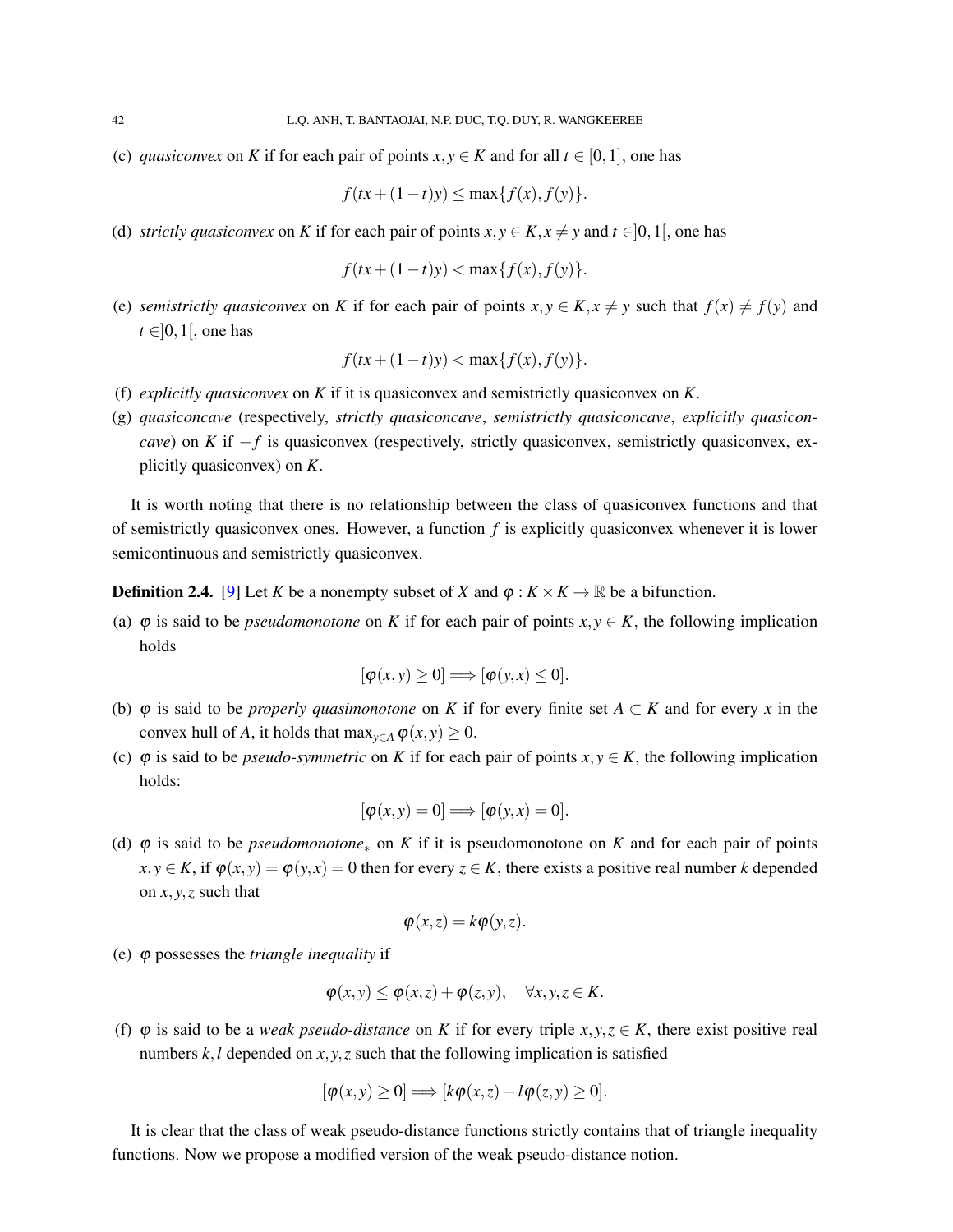(c) *quasiconvex* on $K$ if for each pair of points $x, y \in K$ and for all $t \in [0,1]$, one has

$$f(tx + (1-t)y) \leq \max\{f(x), f(y)\}.$$

(d) *strictly quasiconvex* on $K$ if for each pair of points $x, y \in K, x \neq y$ and $t \in ]0,1[$, one has

$$f(tx + (1-t)y) < \max\{f(x), f(y)\}.$$

(e) *semistrictly quasiconvex* on $K$ if for each pair of points $x, y \in K, x \neq y$ such that $f(x) \neq f(y)$ and $t \in ]0,1[$, one has

$$f(tx + (1-t)y) < \max\{f(x), f(y)\}.$$

(f) *explicitly quasiconvex* on $K$ if it is quasiconvex and semistrictly quasiconvex on $K$.

(g) *quasiconcave* (respectively, *strictly quasiconcave*, *semistrictly quasiconcave*, *explicitly quasiconcave*) on $K$ if $-f$ is quasiconvex (respectively, strictly quasiconvex, semistrictly quasiconvex, explicitly quasiconvex) on $K$.

It is worth noting that there is no relationship between the class of quasiconvex functions and that of semistrictly quasiconvex ones. However, a function $f$ is explicitly quasiconvex whenever it is lower semicontinuous and semistrictly quasiconvex.

**Definition 2.4.** [9] Let $K$ be a nonempty subset of $X$ and $\varphi : K \times K \to \mathbb{R}$ be a bifunction.

(a) $\varphi$ is said to be *pseudomonotone* on $K$ if for each pair of points $x, y \in K$, the following implication holds

$$[\varphi(x,y) \geq 0] \Longrightarrow [\varphi(y,x) \leq 0].$$

(b) $\varphi$ is said to be *properly quasimonotone* on $K$ if for every finite set $A \subset K$ and for every $x$ in the convex hull of $A$, it holds that $\max_{y \in A} \varphi(x,y) \geq 0$.

(c) $\varphi$ is said to be *pseudo-symmetric* on $K$ if for each pair of points $x, y \in K$, the following implication holds:

$$[\varphi(x,y) = 0] \Longrightarrow [\varphi(y,x) = 0].$$

(d) $\varphi$ is said to be *pseudomonotone$_*$* on $K$ if it is pseudomonotone on $K$ and for each pair of points $x, y \in K$, if $\varphi(x,y) = \varphi(y,x) = 0$ then for every $z \in K$, there exists a positive real number $k$ depended on $x, y, z$ such that

$$\varphi(x,z) = k\varphi(y,z).$$

(e) $\varphi$ possesses the *triangle inequality* if

$$\varphi(x,y) \leq \varphi(x,z) + \varphi(z,y), \quad \forall x,y,z \in K.$$

(f) $\varphi$ is said to be a *weak pseudo-distance* on $K$ if for every triple $x, y, z \in K$, there exist positive real numbers $k, l$ depended on $x, y, z$ such that the following implication is satisfied

$$[\varphi(x,y) \geq 0] \Longrightarrow [k\varphi(x,z) + l\varphi(z,y) \geq 0].$$

It is clear that the class of weak pseudo-distance functions strictly contains that of triangle inequality functions. Now we propose a modified version of the weak pseudo-distance notion.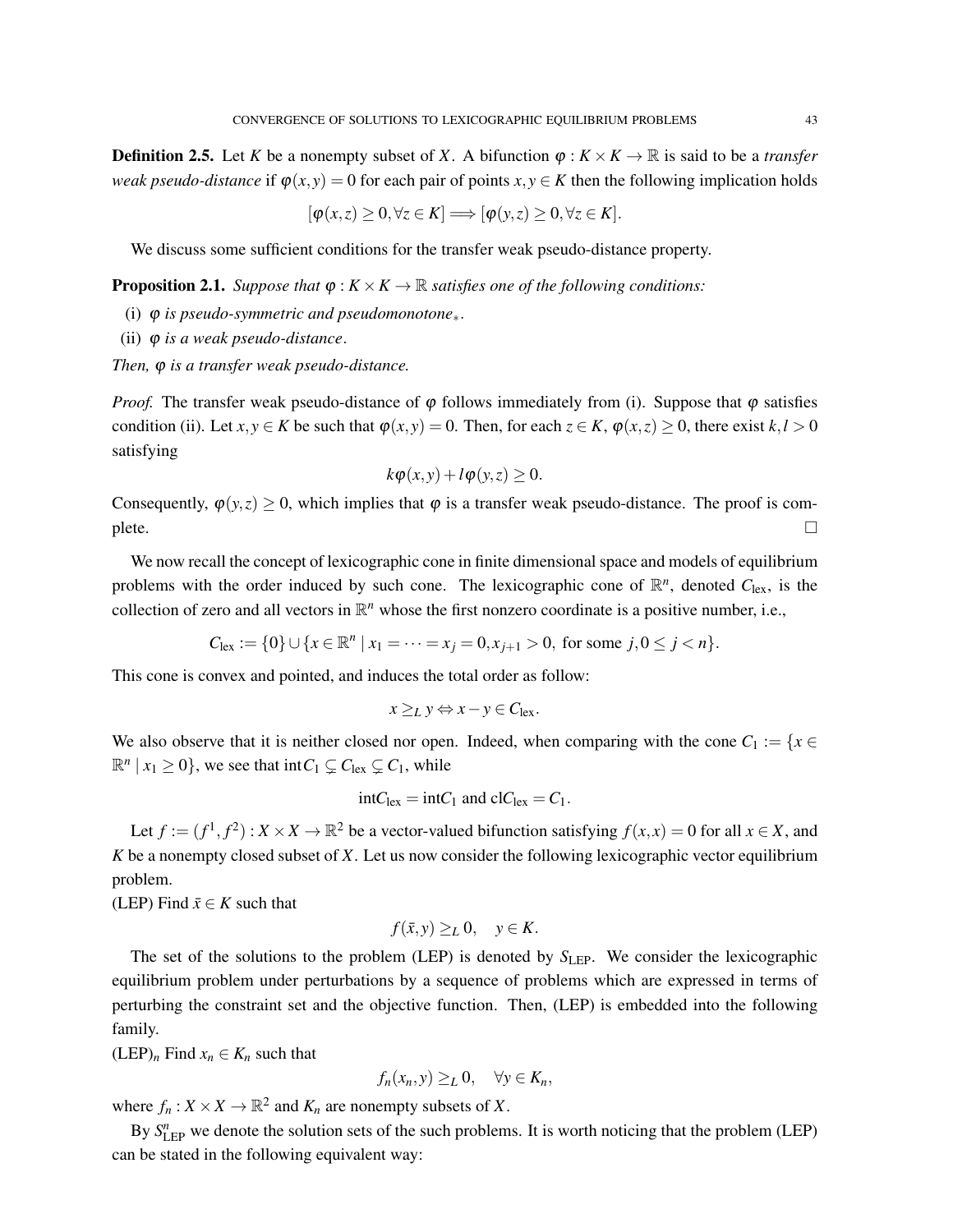**Definition 2.5.** Let $K$ be a nonempty subset of $X$. A bifunction $\varphi : K \times K \to \mathbb{R}$ is said to be a *transfer weak pseudo-distance* if $\varphi(x,y) = 0$ for each pair of points $x, y \in K$ then the following implication holds

$$[\varphi(x,z) \geq 0, \forall z \in K] \Longrightarrow [\varphi(y,z) \geq 0, \forall z \in K].$$

We discuss some sufficient conditions for the transfer weak pseudo-distance property.

**Proposition 2.1.** *Suppose that $\varphi : K \times K \to \mathbb{R}$ satisfies one of the following conditions:*

(i) *$\varphi$ is pseudo-symmetric and pseudomonotone$_*$.*

(ii) *$\varphi$ is a weak pseudo-distance.*

*Then, $\varphi$ is a transfer weak pseudo-distance.*

*Proof.* The transfer weak pseudo-distance of $\varphi$ follows immediately from (i). Suppose that $\varphi$ satisfies condition (ii). Let $x, y \in K$ be such that $\varphi(x,y) = 0$. Then, for each $z \in K$, $\varphi(x,z) \geq 0$, there exist $k, l > 0$ satisfying

$$k\varphi(x,y) + l\varphi(y,z) \geq 0.$$

Consequently, $\varphi(y,z) \geq 0$, which implies that $\varphi$ is a transfer weak pseudo-distance. The proof is complete. □

We now recall the concept of lexicographic cone in finite dimensional space and models of equilibrium problems with the order induced by such cone. The lexicographic cone of $\mathbb{R}^n$, denoted $C_{\text{lex}}$, is the collection of zero and all vectors in $\mathbb{R}^n$ whose the first nonzero coordinate is a positive number, i.e.,

$$C_{\text{lex}} := \{0\} \cup \{x \in \mathbb{R}^n \mid x_1 = \cdots = x_j = 0, x_{j+1} > 0, \text{ for some } j, 0 \leq j < n\}.$$

This cone is convex and pointed, and induces the total order as follow:

$$x \geq_L y \Leftrightarrow x - y \in C_{\text{lex}}.$$

We also observe that it is neither closed nor open. Indeed, when comparing with the cone $C_1 := \{x \in \mathbb{R}^n \mid x_1 \geq 0\}$, we see that $\text{int}C_1 \subsetneq C_{\text{lex}} \subsetneq C_1$, while

$$\text{int}C_{\text{lex}} = \text{int}C_1 \text{ and } \text{cl}C_{\text{lex}} = C_1.$$

Let $f := (f^1, f^2) : X \times X \to \mathbb{R}^2$ be a vector-valued bifunction satisfying $f(x,x) = 0$ for all $x \in X$, and $K$ be a nonempty closed subset of $X$. Let us now consider the following lexicographic vector equilibrium problem.

(LEP) Find $\bar{x} \in K$ such that

$$f(\bar{x}, y) \geq_L 0, \quad y \in K.$$

The set of the solutions to the problem (LEP) is denoted by $S_{\text{LEP}}$. We consider the lexicographic equilibrium problem under perturbations by a sequence of problems which are expressed in terms of perturbing the constraint set and the objective function. Then, (LEP) is embedded into the following family.

(LEP)$_n$ Find $x_n \in K_n$ such that

$$f_n(x_n, y) \geq_L 0, \quad \forall y \in K_n,$$

where $f_n : X \times X \to \mathbb{R}^2$ and $K_n$ are nonempty subsets of $X$.

By $S^n_{\text{LEP}}$ we denote the solution sets of the such problems. It is worth noticing that the problem (LEP) can be stated in the following equivalent way: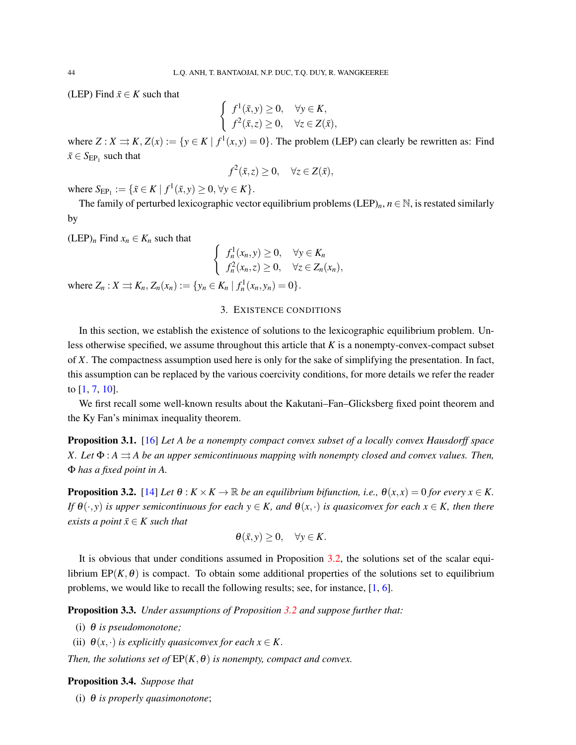(LEP) Find $\bar{x} \in K$ such that

$$\begin{cases} f^1(\bar{x}, y) \geq 0, & \forall y \in K, \\ f^2(\bar{x}, z) \geq 0, & \forall z \in Z(\bar{x}), \end{cases}$$

where $Z : X \rightrightarrows K$, $Z(x) := \{y \in K \mid f^1(x, y) = 0\}$. The problem (LEP) can clearly be rewritten as: Find $\bar{x} \in S_{\mathrm{EP}_1}$ such that

$$f^2(\bar{x}, z) \geq 0, \quad \forall z \in Z(\bar{x}),$$

where $S_{\mathrm{EP}_1} := \{\bar{x} \in K \mid f^1(\bar{x}, y) \geq 0, \forall y \in K\}$.

The family of perturbed lexicographic vector equilibrium problems $(\mathrm{LEP})_n$, $n \in \mathbb{N}$, is restated similarly by

$(\mathrm{LEP})_n$ Find $x_n \in K_n$ such that

$$\begin{cases} f_n^1(x_n, y) \geq 0, & \forall y \in K_n \\ f_n^2(x_n, z) \geq 0, & \forall z \in Z_n(x_n), \end{cases}$$

where $Z_n : X \rightrightarrows K_n$, $Z_n(x_n) := \{y_n \in K_n \mid f_n^1(x_n, y_n) = 0\}$.

## 3. Existence conditions

In this section, we establish the existence of solutions to the lexicographic equilibrium problem. Unless otherwise specified, we assume throughout this article that $K$ is a nonempty-convex-compact subset of $X$. The compactness assumption used here is only for the sake of simplifying the presentation. In fact, this assumption can be replaced by the various coercivity conditions, for more details we refer the reader to [1, 7, 10].

We first recall some well-known results about the Kakutani–Fan–Glicksberg fixed point theorem and the Ky Fan's minimax inequality theorem.

**Proposition 3.1.** [16] *Let $A$ be a nonempty compact convex subset of a locally convex Hausdorff space $X$. Let $\Phi : A \rightrightarrows A$ be an upper semicontinuous mapping with nonempty closed and convex values. Then, $\Phi$ has a fixed point in $A$.*

**Proposition 3.2.** [14] *Let $\theta : K \times K \to \mathbb{R}$ be an equilibrium bifunction, i.e., $\theta(x, x) = 0$ for every $x \in K$. If $\theta(\cdot, y)$ is upper semicontinuous for each $y \in K$, and $\theta(x, \cdot)$ is quasiconvex for each $x \in K$, then there exists a point $\bar{x} \in K$ such that*

$$\theta(\bar{x}, y) \geq 0, \quad \forall y \in K.$$

It is obvious that under conditions assumed in Proposition 3.2, the solutions set of the scalar equilibrium $\mathrm{EP}(K, \theta)$ is compact. To obtain some additional properties of the solutions set to equilibrium problems, we would like to recall the following results; see, for instance, [1, 6].

**Proposition 3.3.** *Under assumptions of Proposition 3.2 and suppose further that:*

(i) *$\theta$ is pseudomonotone;*

(ii) *$\theta(x, \cdot)$ is explicitly quasiconvex for each $x \in K$.*

*Then, the solutions set of $\mathrm{EP}(K, \theta)$ is nonempty, compact and convex.*

**Proposition 3.4.** *Suppose that*

(i) *$\theta$ is properly quasimonotone*;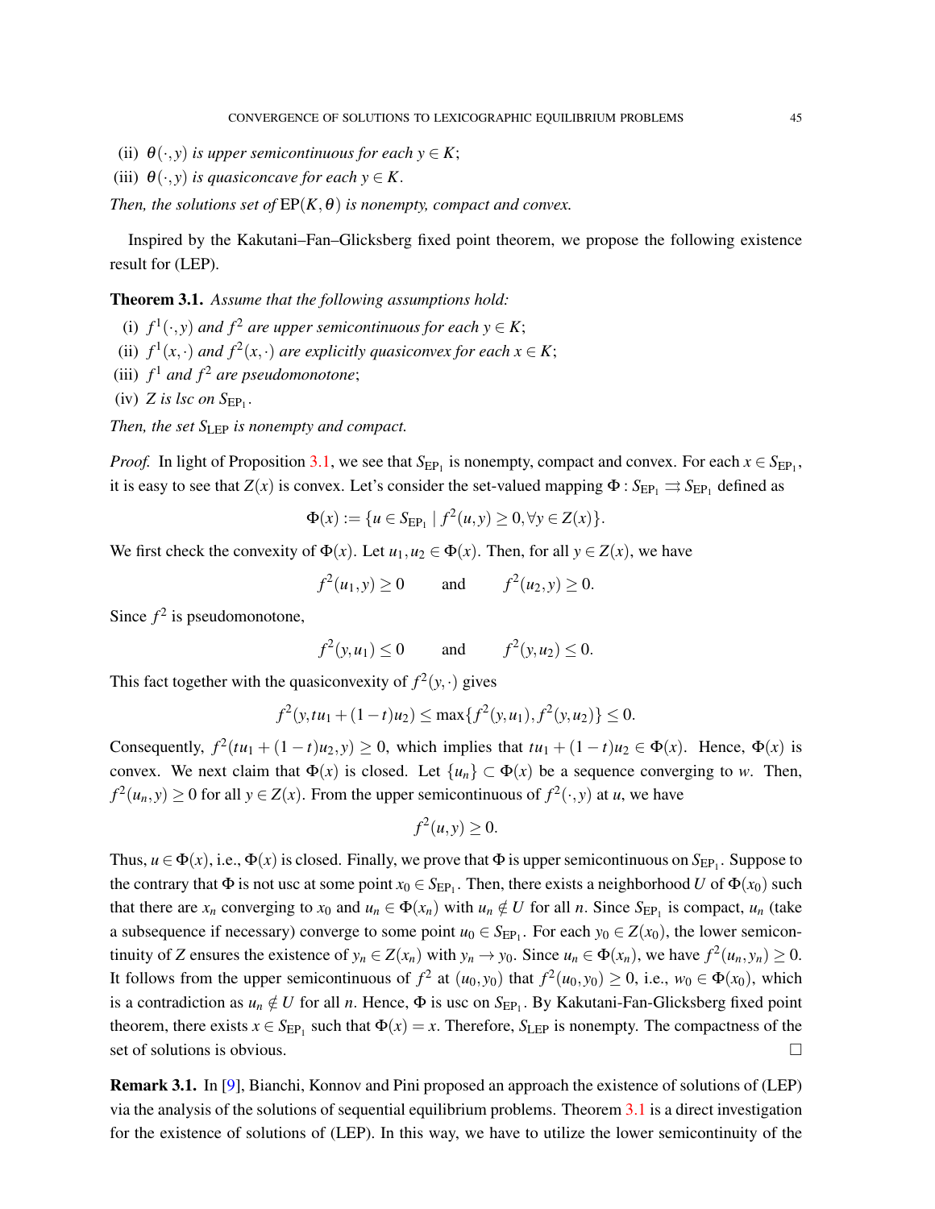(ii) $\theta(\cdot, y)$ *is upper semicontinuous for each* $y \in K$;

(iii) $\theta(\cdot, y)$ *is quasiconcave for each* $y \in K$.

*Then, the solutions set of* $\mathrm{EP}(K, \theta)$ *is nonempty, compact and convex.*

Inspired by the Kakutani–Fan–Glicksberg fixed point theorem, we propose the following existence result for (LEP).

**Theorem 3.1.** *Assume that the following assumptions hold:*

(i) $f^1(\cdot, y)$ *and* $f^2$ *are upper semicontinuous for each* $y \in K$;

(ii) $f^1(x, \cdot)$ *and* $f^2(x, \cdot)$ *are explicitly quasiconvex for each* $x \in K$;

(iii) $f^1$ *and* $f^2$ *are pseudomonotone*;

(iv) $Z$ *is lsc on* $S_{\mathrm{EP}_1}$.

*Then, the set* $S_{\mathrm{LEP}}$ *is nonempty and compact.*

*Proof.* In light of Proposition 3.1, we see that $S_{\mathrm{EP}_1}$ is nonempty, compact and convex. For each $x \in S_{\mathrm{EP}_1}$, it is easy to see that $Z(x)$ is convex. Let's consider the set-valued mapping $\Phi : S_{\mathrm{EP}_1} \rightrightarrows S_{\mathrm{EP}_1}$ defined as

$$\Phi(x) := \{u \in S_{\mathrm{EP}_1} \mid f^2(u, y) \geq 0, \forall y \in Z(x)\}.$$

We first check the convexity of $\Phi(x)$. Let $u_1, u_2 \in \Phi(x)$. Then, for all $y \in Z(x)$, we have

$$f^2(u_1, y) \geq 0 \qquad \text{and} \qquad f^2(u_2, y) \geq 0.$$

Since $f^2$ is pseudomonotone,

$$f^2(y, u_1) \leq 0 \qquad \text{and} \qquad f^2(y, u_2) \leq 0.$$

This fact together with the quasiconvexity of $f^2(y, \cdot)$ gives

$$f^2(y, tu_1 + (1-t)u_2) \leq \max\{f^2(y, u_1), f^2(y, u_2)\} \leq 0.$$

Consequently, $f^2(tu_1 + (1-t)u_2, y) \geq 0$, which implies that $tu_1 + (1-t)u_2 \in \Phi(x)$. Hence, $\Phi(x)$ is convex. We next claim that $\Phi(x)$ is closed. Let $\{u_n\} \subset \Phi(x)$ be a sequence converging to $w$. Then, $f^2(u_n, y) \geq 0$ for all $y \in Z(x)$. From the upper semicontinuous of $f^2(\cdot, y)$ at $u$, we have

$$f^2(u, y) \geq 0.$$

Thus, $u \in \Phi(x)$, i.e., $\Phi(x)$ is closed. Finally, we prove that $\Phi$ is upper semicontinuous on $S_{\mathrm{EP}_1}$. Suppose to the contrary that $\Phi$ is not usc at some point $x_0 \in S_{\mathrm{EP}_1}$. Then, there exists a neighborhood $U$ of $\Phi(x_0)$ such that there are $x_n$ converging to $x_0$ and $u_n \in \Phi(x_n)$ with $u_n \notin U$ for all $n$. Since $S_{\mathrm{EP}_1}$ is compact, $u_n$ (take a subsequence if necessary) converge to some point $u_0 \in S_{\mathrm{EP}_1}$. For each $y_0 \in Z(x_0)$, the lower semicontinuity of $Z$ ensures the existence of $y_n \in Z(x_n)$ with $y_n \to y_0$. Since $u_n \in \Phi(x_n)$, we have $f^2(u_n, y_n) \geq 0$. It follows from the upper semicontinuous of $f^2$ at $(u_0, y_0)$ that $f^2(u_0, y_0) \geq 0$, i.e., $w_0 \in \Phi(x_0)$, which is a contradiction as $u_n \notin U$ for all $n$. Hence, $\Phi$ is usc on $S_{\mathrm{EP}_1}$. By Kakutani-Fan-Glicksberg fixed point theorem, there exists $x \in S_{\mathrm{EP}_1}$ such that $\Phi(x) = x$. Therefore, $S_{\mathrm{LEP}}$ is nonempty. The compactness of the set of solutions is obvious. $\square$

**Remark 3.1.** In [9], Bianchi, Konnov and Pini proposed an approach the existence of solutions of (LEP) via the analysis of the solutions of sequential equilibrium problems. Theorem 3.1 is a direct investigation for the existence of solutions of (LEP). In this way, we have to utilize the lower semicontinuity of the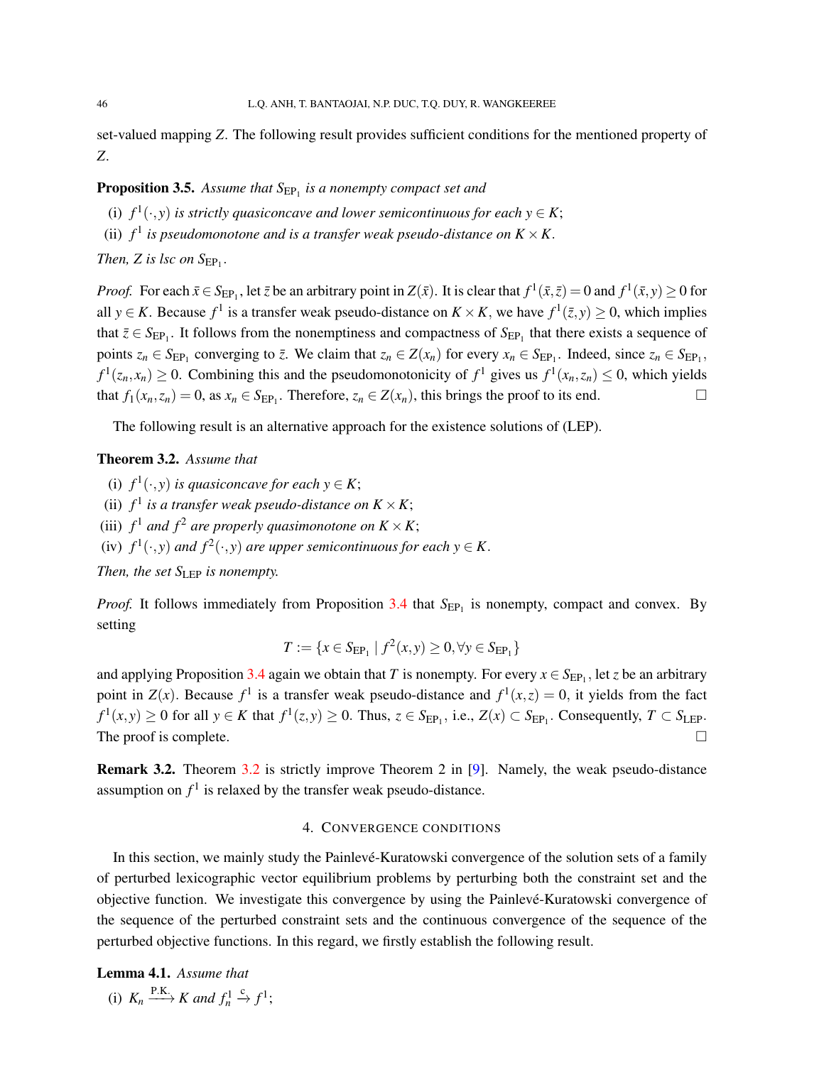set-valued mapping $Z$. The following result provides sufficient conditions for the mentioned property of $Z$.

**Proposition 3.5.** *Assume that $S_{\text{EP}_1}$ is a nonempty compact set and*

(i) *$f^1(\cdot, y)$ is strictly quasiconcave and lower semicontinuous for each $y \in K$;*

(ii) *$f^1$ is pseudomonotone and is a transfer weak pseudo-distance on $K \times K$.*

*Then, $Z$ is lsc on $S_{\text{EP}_1}$.*

*Proof.* For each $\bar{x} \in S_{\text{EP}_1}$, let $\bar{z}$ be an arbitrary point in $Z(\bar{x})$. It is clear that $f^1(\bar{x}, \bar{z}) = 0$ and $f^1(\bar{x}, y) \geq 0$ for all $y \in K$. Because $f^1$ is a transfer weak pseudo-distance on $K \times K$, we have $f^1(\bar{z}, y) \geq 0$, which implies that $\bar{z} \in S_{\text{EP}_1}$. It follows from the nonemptiness and compactness of $S_{\text{EP}_1}$ that there exists a sequence of points $z_n \in S_{\text{EP}_1}$ converging to $\bar{z}$. We claim that $z_n \in Z(x_n)$ for every $x_n \in S_{\text{EP}_1}$. Indeed, since $z_n \in S_{\text{EP}_1}$, $f^1(z_n, x_n) \geq 0$. Combining this and the pseudomonotonicity of $f^1$ gives us $f^1(x_n, z_n) \leq 0$, which yields that $f_1(x_n, z_n) = 0$, as $x_n \in S_{\text{EP}_1}$. Therefore, $z_n \in Z(x_n)$, this brings the proof to its end. □

The following result is an alternative approach for the existence solutions of (LEP).

**Theorem 3.2.** *Assume that*

(i) *$f^1(\cdot, y)$ is quasiconcave for each $y \in K$;*

(ii) *$f^1$ is a transfer weak pseudo-distance on $K \times K$;*

(iii) *$f^1$ and $f^2$ are properly quasimonotone on $K \times K$;*

(iv) *$f^1(\cdot, y)$ and $f^2(\cdot, y)$ are upper semicontinuous for each $y \in K$.*

*Then, the set $S_{\text{LEP}}$ is nonempty.*

*Proof.* It follows immediately from Proposition 3.4 that $S_{\text{EP}_1}$ is nonempty, compact and convex. By setting

$$T := \{x \in S_{\text{EP}_1} \mid f^2(x, y) \geq 0, \forall y \in S_{\text{EP}_1}\}$$

and applying Proposition 3.4 again we obtain that $T$ is nonempty. For every $x \in S_{\text{EP}_1}$, let $z$ be an arbitrary point in $Z(x)$. Because $f^1$ is a transfer weak pseudo-distance and $f^1(x, z) = 0$, it yields from the fact $f^1(x, y) \geq 0$ for all $y \in K$ that $f^1(z, y) \geq 0$. Thus, $z \in S_{\text{EP}_1}$, i.e., $Z(x) \subset S_{\text{EP}_1}$. Consequently, $T \subset S_{\text{LEP}}$. The proof is complete. □

**Remark 3.2.** Theorem 3.2 is strictly improve Theorem 2 in [9]. Namely, the weak pseudo-distance assumption on $f^1$ is relaxed by the transfer weak pseudo-distance.

## 4. Convergence conditions

In this section, we mainly study the Painlevé-Kuratowski convergence of the solution sets of a family of perturbed lexicographic vector equilibrium problems by perturbing both the constraint set and the objective function. We investigate this convergence by using the Painlevé-Kuratowski convergence of the sequence of the perturbed constraint sets and the continuous convergence of the sequence of the perturbed objective functions. In this regard, we firstly establish the following result.

**Lemma 4.1.** *Assume that*

(i) *$K_n \xrightarrow{\text{P.K.}} K$ and $f_n^1 \xrightarrow{\text{c}} f^1$;*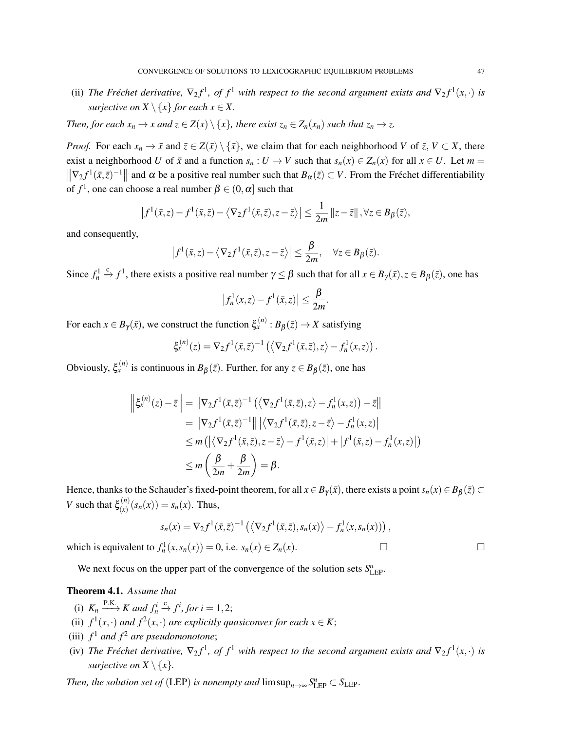(ii) *The Fréchet derivative, $\nabla_2 f^1$, of $f^1$ with respect to the second argument exists and $\nabla_2 f^1(x,\cdot)$ is surjective on $X \setminus \{x\}$ for each $x \in X$.*

*Then, for each $x_n \to x$ and $z \in Z(x) \setminus \{x\}$, there exist $z_n \in Z_n(x_n)$ such that $z_n \to z$.*

*Proof.* For each $x_n \to \bar{x}$ and $\bar{z} \in Z(\bar{x}) \setminus \{\bar{x}\}$, we claim that for each neighborhood $V$ of $\bar{z}$, $V \subset X$, there exist a neighborhood $U$ of $\bar{x}$ and a function $s_n : U \to V$ such that $s_n(x) \in Z_n(x)$ for all $x \in U$. Let $m = \left\|\nabla_2 f^1(\bar{x},\bar{z})^{-1}\right\|$ and $\alpha$ be a positive real number such that $B_\alpha(\bar{z}) \subset V$. From the Fréchet differentiability of $f^1$, one can choose a real number $\beta \in (0,\alpha]$ such that

$$\left|f^1(\bar{x},z) - f^1(\bar{x},\bar{z}) - \left\langle \nabla_2 f^1(\bar{x},\bar{z}), z-\bar{z}\right\rangle\right| \le \frac{1}{2m}\left\|z-\bar{z}\right\|, \forall z \in B_\beta(\bar{z}),$$

and consequently,

$$\left|f^1(\bar{x},z) - \left\langle \nabla_2 f^1(\bar{x},\bar{z}), z-\bar{z}\right\rangle\right| \le \frac{\beta}{2m}, \quad \forall z \in B_\beta(\bar{z}).$$

Since $f_n^1 \xrightarrow{\text{c}} f^1$, there exists a positive real number $\gamma \le \beta$ such that for all $x \in B_\gamma(\bar{x}), z \in B_\beta(\bar{z})$, one has

$$\left|f_n^1(x,z) - f^1(\bar{x},z)\right| \le \frac{\beta}{2m}.$$

For each $x \in B_\gamma(\bar{x})$, we construct the function $\xi_x^{(n)} : B_\beta(\bar{z}) \to X$ satisfying

$$\xi_x^{(n)}(z) = \nabla_2 f^1(\bar{x},\bar{z})^{-1}\left(\left\langle \nabla_2 f^1(\bar{x},\bar{z}), z\right\rangle - f_n^1(x,z)\right).$$

Obviously, $\xi_x^{(n)}$ is continuous in $B_\beta(\bar{z})$. Further, for any $z \in B_\beta(\bar{z})$, one has

$$\begin{aligned}
\left\|\xi_x^{(n)}(z) - \bar{z}\right\| &= \left\|\nabla_2 f^1(\bar{x},\bar{z})^{-1}\left(\left\langle \nabla_2 f^1(\bar{x},\bar{z}), z\right\rangle - f_n^1(x,z)\right) - \bar{z}\right\| \\
&= \left\|\nabla_2 f^1(\bar{x},\bar{z})^{-1}\right\|\left|\left\langle \nabla_2 f^1(\bar{x},\bar{z}), z-\bar{z}\right\rangle - f_n^1(x,z)\right| \\
&\le m\left(\left|\left\langle \nabla_2 f^1(\bar{x},\bar{z}), z-\bar{z}\right\rangle - f^1(\bar{x},z)\right| + \left|f^1(\bar{x},z) - f_n^1(x,z)\right|\right) \\
&\le m\left(\frac{\beta}{2m} + \frac{\beta}{2m}\right) = \beta.
\end{aligned}$$

Hence, thanks to the Schauder's fixed-point theorem, for all $x \in B_\gamma(\bar{x})$, there exists a point $s_n(x) \in B_\beta(\bar{z}) \subset V$ such that $\xi_{(x)}^{(n)}(s_n(x)) = s_n(x)$. Thus,

$$s_n(x) = \nabla_2 f^1(\bar{x},\bar{z})^{-1}\left(\left\langle \nabla_2 f^1(\bar{x},\bar{z}), s_n(x)\right\rangle - f_n^1(x,s_n(x))\right),$$

which is equivalent to $f_n^1(x,s_n(x)) = 0$, i.e. $s_n(x) \in Z_n(x)$. □ □

We next focus on the upper part of the convergence of the solution sets $S_{\text{LEP}}^n$.

**Theorem 4.1.** *Assume that*

(i) $K_n \xrightarrow{\text{P.K.}} K$ *and* $f_n^i \xrightarrow{\text{c}} f^i$, *for* $i = 1,2$;

(ii) $f^1(x,\cdot)$ *and* $f^2(x,\cdot)$ *are explicitly quasiconvex for each* $x \in K$;

(iii) $f^1$ *and* $f^2$ *are pseudomonotone*;

(iv) *The Fréchet derivative,* $\nabla_2 f^1$, *of* $f^1$ *with respect to the second argument exists and* $\nabla_2 f^1(x,\cdot)$ *is surjective on* $X \setminus \{x\}$.

*Then, the solution set of* (LEP) *is nonempty and* $\limsup_{n\to\infty} S_{\text{LEP}}^n \subset S_{\text{LEP}}$.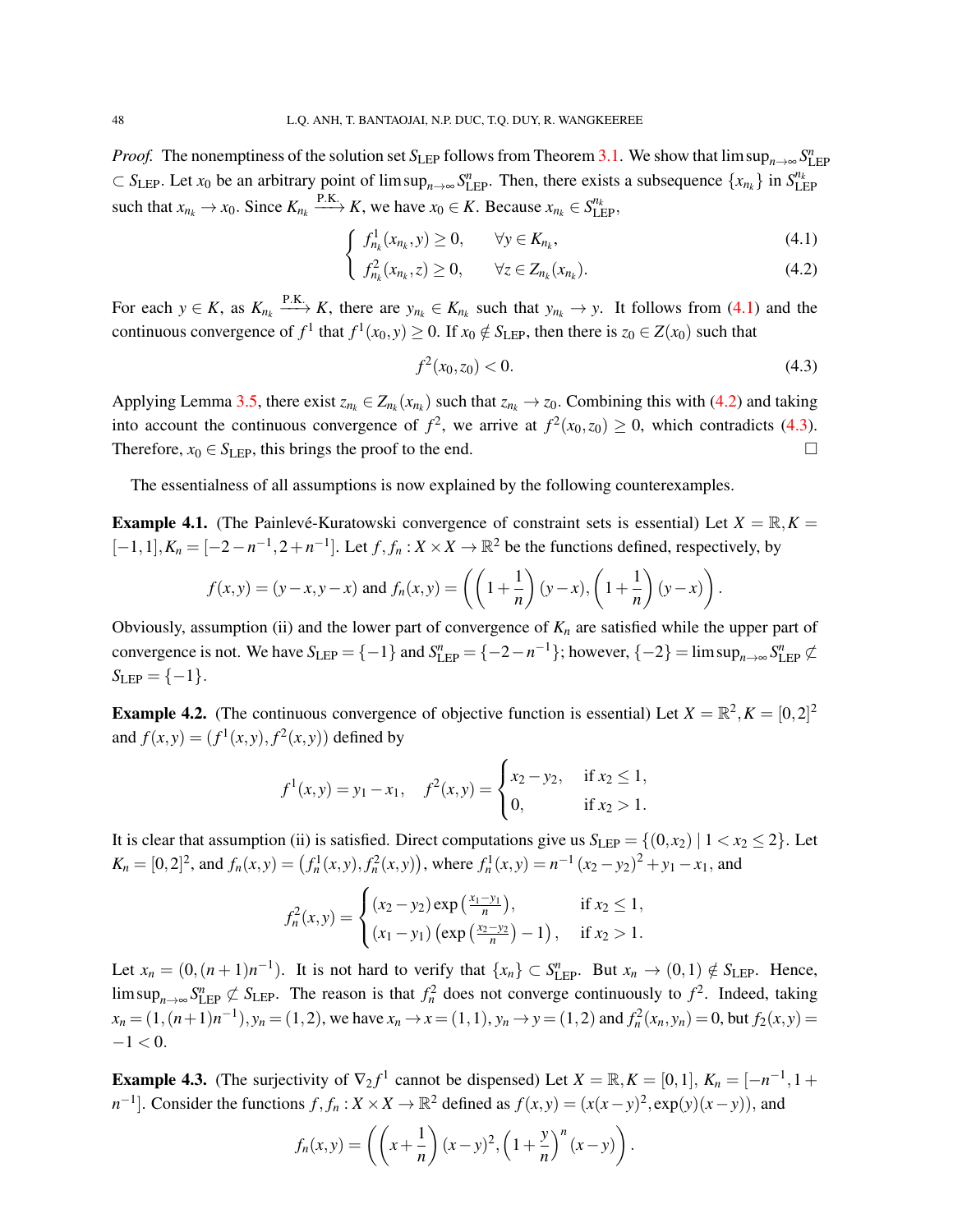*Proof.* The nonemptiness of the solution set $S_{\text{LEP}}$ follows from Theorem 3.1. We show that $\limsup_{n\to\infty} S^n_{\text{LEP}} \subset S_{\text{LEP}}$. Let $x_0$ be an arbitrary point of $\limsup_{n\to\infty} S^n_{\text{LEP}}$. Then, there exists a subsequence $\{x_{n_k}\}$ in $S^{n_k}_{\text{LEP}}$ such that $x_{n_k} \to x_0$. Since $K_{n_k} \xrightarrow{\text{P.K.}} K$, we have $x_0 \in K$. Because $x_{n_k} \in S^{n_k}_{\text{LEP}}$,

$$
\begin{cases} f^1_{n_k}(x_{n_k}, y) \geq 0, & \forall y \in K_{n_k}, \quad (4.1) \\ f^2_{n_k}(x_{n_k}, z) \geq 0, & \forall z \in Z_{n_k}(x_{n_k}). \quad (4.2) \end{cases}
$$

For each $y \in K$, as $K_{n_k} \xrightarrow{\text{P.K.}} K$, there are $y_{n_k} \in K_{n_k}$ such that $y_{n_k} \to y$. It follows from (4.1) and the continuous convergence of $f^1$ that $f^1(x_0, y) \geq 0$. If $x_0 \notin S_{\text{LEP}}$, then there is $z_0 \in Z(x_0)$ such that

$$
f^2(x_0, z_0) < 0. \tag{4.3}
$$

Applying Lemma 3.5, there exist $z_{n_k} \in Z_{n_k}(x_{n_k})$ such that $z_{n_k} \to z_0$. Combining this with (4.2) and taking into account the continuous convergence of $f^2$, we arrive at $f^2(x_0, z_0) \geq 0$, which contradicts (4.3). Therefore, $x_0 \in S_{\text{LEP}}$, this brings the proof to the end. $\square$

The essentialness of all assumptions is now explained by the following counterexamples.

**Example 4.1.** (The Painlevé-Kuratowski convergence of constraint sets is essential) Let $X = \mathbb{R}, K = [-1, 1], K_n = [-2 - n^{-1}, 2 + n^{-1}]$. Let $f, f_n : X \times X \to \mathbb{R}^2$ be the functions defined, respectively, by

$$
f(x, y) = (y - x, y - x) \text{ and } f_n(x, y) = \left( \left(1 + \frac{1}{n}\right)(y - x), \left(1 + \frac{1}{n}\right)(y - x) \right).
$$

Obviously, assumption (ii) and the lower part of convergence of $K_n$ are satisfied while the upper part of convergence is not. We have $S_{\text{LEP}} = \{-1\}$ and $S^n_{\text{LEP}} = \{-2 - n^{-1}\}$; however, $\{-2\} = \limsup_{n\to\infty} S^n_{\text{LEP}} \not\subset S_{\text{LEP}} = \{-1\}$.

**Example 4.2.** (The continuous convergence of objective function is essential) Let $X = \mathbb{R}^2, K = [0, 2]^2$ and $f(x, y) = (f^1(x, y), f^2(x, y))$ defined by

$$
f^1(x, y) = y_1 - x_1, \quad f^2(x, y) = \begin{cases} x_2 - y_2, & \text{if } x_2 \leq 1, \\ 0, & \text{if } x_2 > 1. \end{cases}
$$

It is clear that assumption (ii) is satisfied. Direct computations give us $S_{\text{LEP}} = \{(0, x_2) \mid 1 < x_2 \leq 2\}$. Let $K_n = [0, 2]^2$, and $f_n(x, y) = \left(f^1_n(x, y), f^2_n(x, y)\right)$, where $f^1_n(x, y) = n^{-1}(x_2 - y_2)^2 + y_1 - x_1$, and

$$
f^2_n(x, y) = \begin{cases} (x_2 - y_2) \exp\left(\frac{x_1 - y_1}{n}\right), & \text{if } x_2 \leq 1, \\ (x_1 - y_1)\left(\exp\left(\frac{x_2 - y_2}{n}\right) - 1\right), & \text{if } x_2 > 1. \end{cases}
$$

Let $x_n = (0, (n+1)n^{-1})$. It is not hard to verify that $\{x_n\} \subset S^n_{\text{LEP}}$. But $x_n \to (0, 1) \notin S_{\text{LEP}}$. Hence, $\limsup_{n\to\infty} S^n_{\text{LEP}} \not\subset S_{\text{LEP}}$. The reason is that $f^2_n$ does not converge continuously to $f^2$. Indeed, taking $x_n = (1, (n+1)n^{-1}), y_n = (1, 2)$, we have $x_n \to x = (1, 1), y_n \to y = (1, 2)$ and $f^2_n(x_n, y_n) = 0$, but $f_2(x, y) = -1 < 0$.

**Example 4.3.** (The surjectivity of $\nabla_2 f^1$ cannot be dispensed) Let $X = \mathbb{R}, K = [0, 1]$, $K_n = [-n^{-1}, 1 + n^{-1}]$. Consider the functions $f, f_n : X \times X \to \mathbb{R}^2$ defined as $f(x, y) = (x(x - y)^2, \exp(y)(x - y))$, and

$$
f_n(x, y) = \left( \left(x + \frac{1}{n}\right)(x - y)^2, \left(1 + \frac{y}{n}\right)^n (x - y) \right).
$$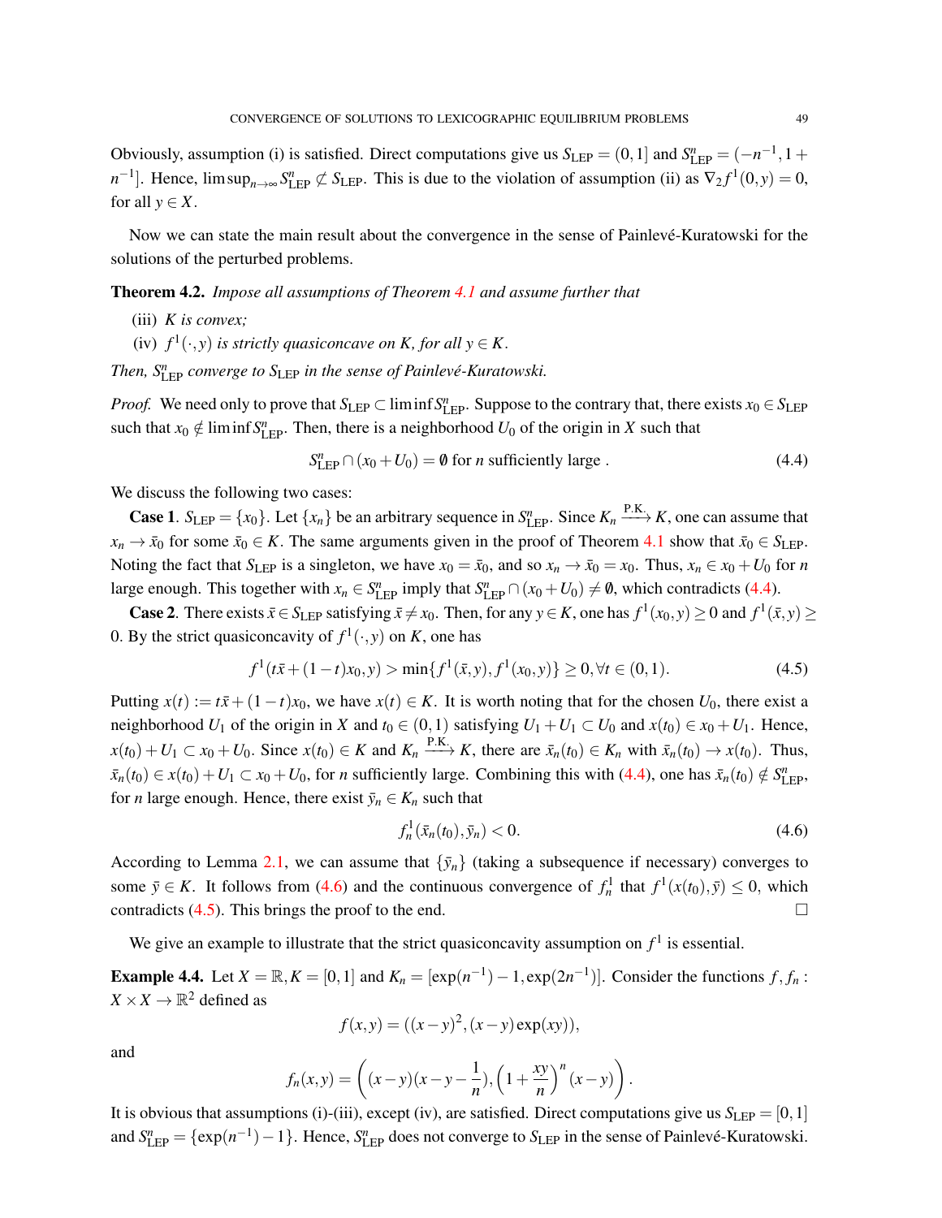Obviously, assumption (i) is satisfied. Direct computations give us $S_{\text{LEP}} = (0,1]$ and $S^n_{\text{LEP}} = (-n^{-1}, 1+n^{-1}]$. Hence, $\limsup_{n\to\infty} S^n_{\text{LEP}} \not\subset S_{\text{LEP}}$. This is due to the violation of assumption (ii) as $\nabla_2 f^1(0,y) = 0$, for all $y \in X$.

Now we can state the main result about the convergence in the sense of Painlevé-Kuratowski for the solutions of the perturbed problems.

**Theorem 4.2.** *Impose all assumptions of Theorem 4.1 and assume further that*

- (iii) *$K$ is convex;*
- (iv) *$f^1(\cdot,y)$ is strictly quasiconcave on $K$, for all $y \in K$.*

*Then, $S^n_{\text{LEP}}$ converge to $S_{\text{LEP}}$ in the sense of Painlevé-Kuratowski.*

*Proof.* We need only to prove that $S_{\text{LEP}} \subset \liminf S^n_{\text{LEP}}$. Suppose to the contrary that, there exists $x_0 \in S_{\text{LEP}}$ such that $x_0 \notin \liminf S^n_{\text{LEP}}$. Then, there is a neighborhood $U_0$ of the origin in $X$ such that

$$S^n_{\text{LEP}} \cap (x_0 + U_0) = \emptyset \text{ for } n \text{ sufficiently large}. \tag{4.4}$$

We discuss the following two cases:

**Case 1**. $S_{\text{LEP}} = \{x_0\}$. Let $\{x_n\}$ be an arbitrary sequence in $S^n_{\text{LEP}}$. Since $K_n \xrightarrow{\text{P.K.}} K$, one can assume that $x_n \to \bar{x}_0$ for some $\bar{x}_0 \in K$. The same arguments given in the proof of Theorem 4.1 show that $\bar{x}_0 \in S_{\text{LEP}}$. Noting the fact that $S_{\text{LEP}}$ is a singleton, we have $x_0 = \bar{x}_0$, and so $x_n \to \bar{x}_0 = x_0$. Thus, $x_n \in x_0 + U_0$ for $n$ large enough. This together with $x_n \in S^n_{\text{LEP}}$ imply that $S^n_{\text{LEP}} \cap (x_0 + U_0) \neq \emptyset$, which contradicts (4.4).

**Case 2**. There exists $\bar{x} \in S_{\text{LEP}}$ satisfying $\bar{x} \neq x_0$. Then, for any $y \in K$, one has $f^1(x_0, y) \geq 0$ and $f^1(\bar{x}, y) \geq 0$. By the strict quasiconcavity of $f^1(\cdot, y)$ on $K$, one has

$$f^1(t\bar{x} + (1-t)x_0, y) > \min\{f^1(\bar{x}, y), f^1(x_0, y)\} \geq 0, \forall t \in (0,1). \tag{4.5}$$

Putting $x(t) := t\bar{x} + (1-t)x_0$, we have $x(t) \in K$. It is worth noting that for the chosen $U_0$, there exist a neighborhood $U_1$ of the origin in $X$ and $t_0 \in (0,1)$ satisfying $U_1 + U_1 \subset U_0$ and $x(t_0) \in x_0 + U_1$. Hence, $x(t_0) + U_1 \subset x_0 + U_0$. Since $x(t_0) \in K$ and $K_n \xrightarrow{\text{P.K.}} K$, there are $\bar{x}_n(t_0) \in K_n$ with $\bar{x}_n(t_0) \to x(t_0)$. Thus, $\bar{x}_n(t_0) \in x(t_0) + U_1 \subset x_0 + U_0$, for $n$ sufficiently large. Combining this with (4.4), one has $\bar{x}_n(t_0) \notin S^n_{\text{LEP}}$, for $n$ large enough. Hence, there exist $\bar{y}_n \in K_n$ such that

$$f^1_n(\bar{x}_n(t_0), \bar{y}_n) < 0. \tag{4.6}$$

According to Lemma 2.1, we can assume that $\{\bar{y}_n\}$ (taking a subsequence if necessary) converges to some $\bar{y} \in K$. It follows from (4.6) and the continuous convergence of $f^1_n$ that $f^1(x(t_0), \bar{y}) \leq 0$, which contradicts (4.5). This brings the proof to the end. $\square$

We give an example to illustrate that the strict quasiconcavity assumption on $f^1$ is essential.

**Example 4.4.** Let $X = \mathbb{R}, K = [0,1]$ and $K_n = [\exp(n^{-1}) - 1, \exp(2n^{-1})]$. Consider the functions $f, f_n : X \times X \to \mathbb{R}^2$ defined as

$$f(x,y) = ((x-y)^2, (x-y)\exp(xy)),$$

and

$$f_n(x,y) = \left( (x-y)(x-y-\frac{1}{n}), \left(1 + \frac{xy}{n}\right)^n (x-y) \right).$$

It is obvious that assumptions (i)-(iii), except (iv), are satisfied. Direct computations give us $S_{\text{LEP}} = [0,1]$ and $S^n_{\text{LEP}} = \{\exp(n^{-1}) - 1\}$. Hence, $S^n_{\text{LEP}}$ does not converge to $S_{\text{LEP}}$ in the sense of Painlevé-Kuratowski.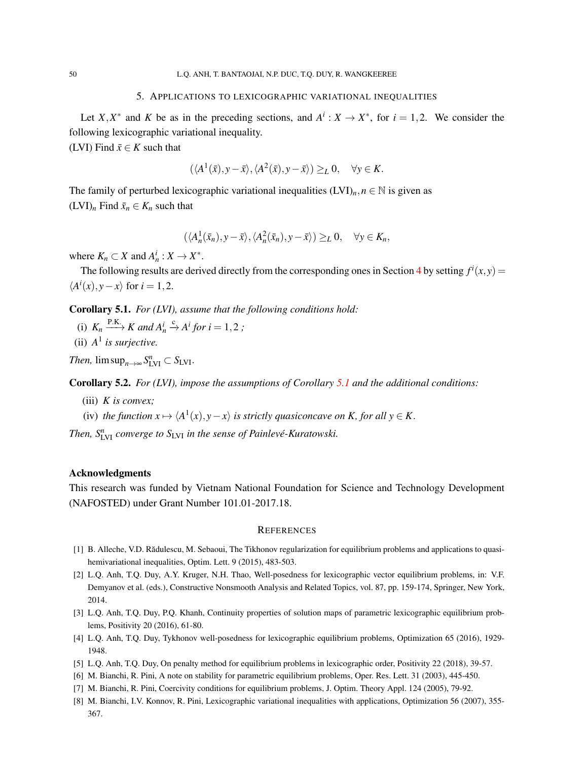## 5. Applications to lexicographic variational inequalities

Let $X, X^*$ and $K$ be as in the preceding sections, and $A^i : X \to X^*$, for $i = 1, 2$. We consider the following lexicographic variational inequality.

(LVI) Find $\bar{x} \in K$ such that

$$(\langle A^1(\bar{x}), y - \bar{x}\rangle, \langle A^2(\bar{x}), y - \bar{x}\rangle) \geq_L 0, \quad \forall y \in K.$$

The family of perturbed lexicographic variational inequalities (LVI)$_n$, $n \in \mathbb{N}$ is given as

(LVI)$_n$ Find $\bar{x}_n \in K_n$ such that

$$(\langle A_n^1(\bar{x}_n), y - \bar{x}\rangle, \langle A_n^2(\bar{x}_n), y - \bar{x}\rangle) \geq_L 0, \quad \forall y \in K_n,$$

where $K_n \subset X$ and $A_n^i : X \to X^*$.

The following results are derived directly from the corresponding ones in Section 4 by setting $f^i(x,y) = \langle A^i(x), y - x\rangle$ for $i = 1, 2$.

**Corollary 5.1.** *For (LVI), assume that the following conditions hold:*

(i) $K_n \xrightarrow{\text{P.K.}} K$ *and* $A_n^i \xrightarrow{\text{c}} A^i$ *for* $i = 1, 2$ *;*

(ii) $A^1$ *is surjective.*

*Then,* $\limsup_{n\to\infty} S^n_{\text{LVI}} \subset S_{\text{LVI}}$.

**Corollary 5.2.** *For (LVI), impose the assumptions of Corollary 5.1 and the additional conditions:*

(iii) $K$ *is convex;*

(iv) *the function* $x \mapsto \langle A^1(x), y - x\rangle$ *is strictly quasiconcave on* $K$*, for all* $y \in K$.

*Then,* $S^n_{\text{LVI}}$ *converge to* $S_{\text{LVI}}$ *in the sense of Painlevé-Kuratowski.*

### Acknowledgments

This research was funded by Vietnam National Foundation for Science and Technology Development (NAFOSTED) under Grant Number 101.01-2017.18.

## References

[1] B. Alleche, V.D. Rădulescu, M. Sebaoui, The Tikhonov regularization for equilibrium problems and applications to quasi-hemivariational inequalities, Optim. Lett. 9 (2015), 483-503.

[2] L.Q. Anh, T.Q. Duy, A.Y. Kruger, N.H. Thao, Well-posedness for lexicographic vector equilibrium problems, in: V.F. Demyanov et al. (eds.), Constructive Nonsmooth Analysis and Related Topics, vol. 87, pp. 159-174, Springer, New York, 2014.

[3] L.Q. Anh, T.Q. Duy, P.Q. Khanh, Continuity properties of solution maps of parametric lexicographic equilibrium problems, Positivity 20 (2016), 61-80.

[4] L.Q. Anh, T.Q. Duy, Tykhonov well-posedness for lexicographic equilibrium problems, Optimization 65 (2016), 1929-1948.

[5] L.Q. Anh, T.Q. Duy, On penalty method for equilibrium problems in lexicographic order, Positivity 22 (2018), 39-57.

[6] M. Bianchi, R. Pini, A note on stability for parametric equilibrium problems, Oper. Res. Lett. 31 (2003), 445-450.

[7] M. Bianchi, R. Pini, Coercivity conditions for equilibrium problems, J. Optim. Theory Appl. 124 (2005), 79-92.

[8] M. Bianchi, I.V. Konnov, R. Pini, Lexicographic variational inequalities with applications, Optimization 56 (2007), 355-367.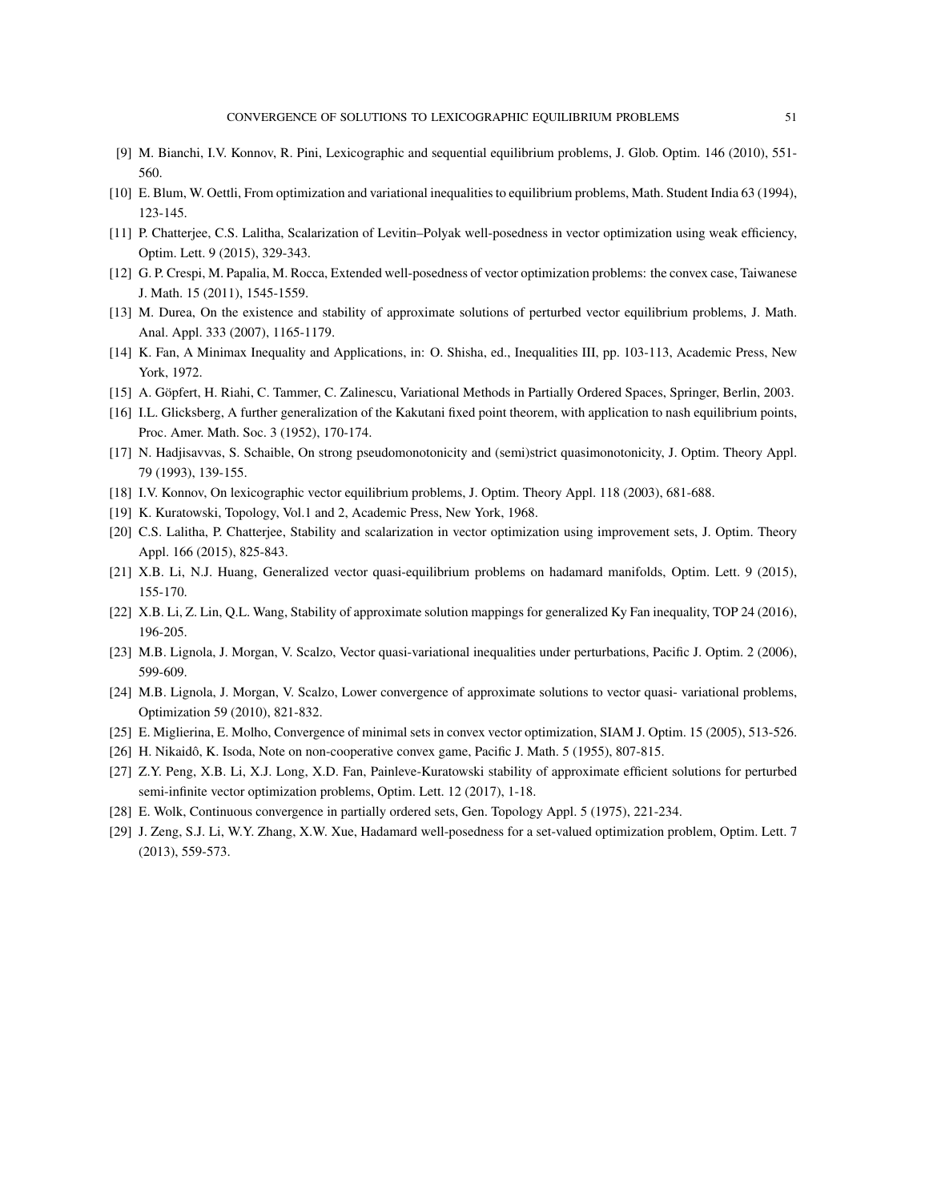[9] M. Bianchi, I.V. Konnov, R. Pini, Lexicographic and sequential equilibrium problems, J. Glob. Optim. 146 (2010), 551-560.

[10] E. Blum, W. Oettli, From optimization and variational inequalities to equilibrium problems, Math. Student India 63 (1994), 123-145.

[11] P. Chatterjee, C.S. Lalitha, Scalarization of Levitin–Polyak well-posedness in vector optimization using weak efficiency, Optim. Lett. 9 (2015), 329-343.

[12] G. P. Crespi, M. Papalia, M. Rocca, Extended well-posedness of vector optimization problems: the convex case, Taiwanese J. Math. 15 (2011), 1545-1559.

[13] M. Durea, On the existence and stability of approximate solutions of perturbed vector equilibrium problems, J. Math. Anal. Appl. 333 (2007), 1165-1179.

[14] K. Fan, A Minimax Inequality and Applications, in: O. Shisha, ed., Inequalities III, pp. 103-113, Academic Press, New York, 1972.

[15] A. Göpfert, H. Riahi, C. Tammer, C. Zalinescu, Variational Methods in Partially Ordered Spaces, Springer, Berlin, 2003.

[16] I.L. Glicksberg, A further generalization of the Kakutani fixed point theorem, with application to nash equilibrium points, Proc. Amer. Math. Soc. 3 (1952), 170-174.

[17] N. Hadjisavvas, S. Schaible, On strong pseudomonotonicity and (semi)strict quasimonotonicity, J. Optim. Theory Appl. 79 (1993), 139-155.

[18] I.V. Konnov, On lexicographic vector equilibrium problems, J. Optim. Theory Appl. 118 (2003), 681-688.

[19] K. Kuratowski, Topology, Vol.1 and 2, Academic Press, New York, 1968.

[20] C.S. Lalitha, P. Chatterjee, Stability and scalarization in vector optimization using improvement sets, J. Optim. Theory Appl. 166 (2015), 825-843.

[21] X.B. Li, N.J. Huang, Generalized vector quasi-equilibrium problems on hadamard manifolds, Optim. Lett. 9 (2015), 155-170.

[22] X.B. Li, Z. Lin, Q.L. Wang, Stability of approximate solution mappings for generalized Ky Fan inequality, TOP 24 (2016), 196-205.

[23] M.B. Lignola, J. Morgan, V. Scalzo, Vector quasi-variational inequalities under perturbations, Pacific J. Optim. 2 (2006), 599-609.

[24] M.B. Lignola, J. Morgan, V. Scalzo, Lower convergence of approximate solutions to vector quasi- variational problems, Optimization 59 (2010), 821-832.

[25] E. Miglierina, E. Molho, Convergence of minimal sets in convex vector optimization, SIAM J. Optim. 15 (2005), 513-526.

[26] H. Nikaidô, K. Isoda, Note on non-cooperative convex game, Pacific J. Math. 5 (1955), 807-815.

[27] Z.Y. Peng, X.B. Li, X.J. Long, X.D. Fan, Painleve-Kuratowski stability of approximate efficient solutions for perturbed semi-infinite vector optimization problems, Optim. Lett. 12 (2017), 1-18.

[28] E. Wolk, Continuous convergence in partially ordered sets, Gen. Topology Appl. 5 (1975), 221-234.

[29] J. Zeng, S.J. Li, W.Y. Zhang, X.W. Xue, Hadamard well-posedness for a set-valued optimization problem, Optim. Lett. 7 (2013), 559-573.